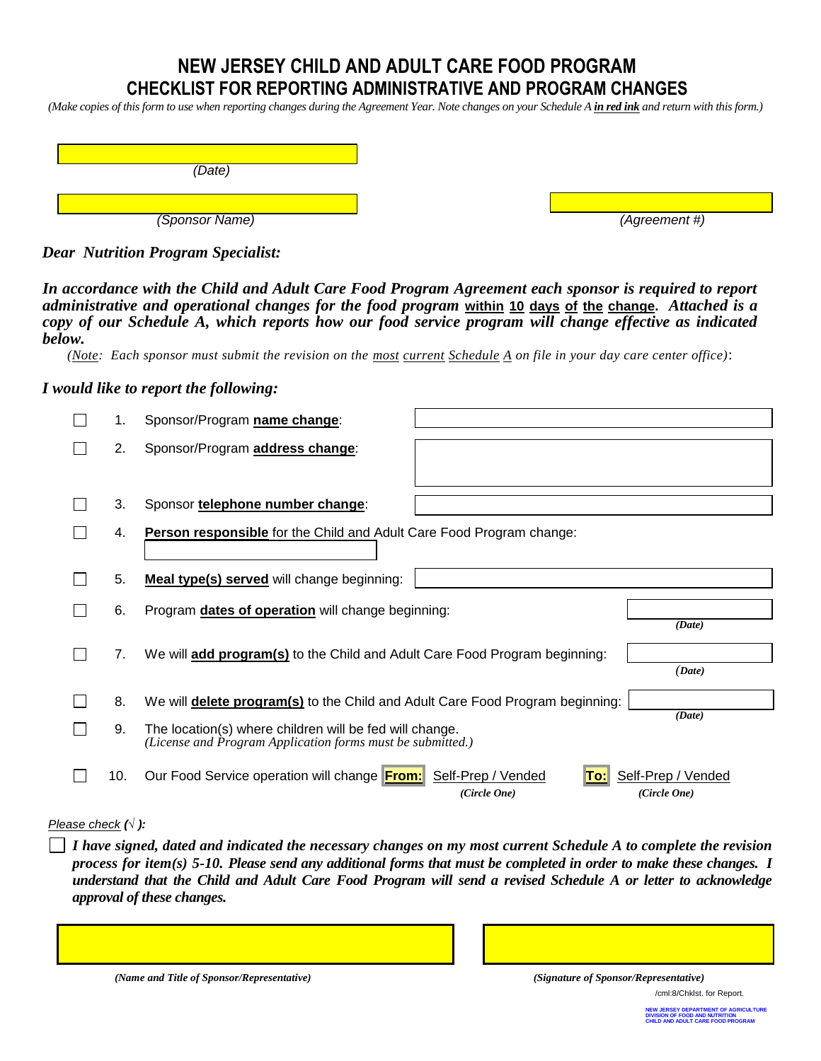# NEW JERSEY CHILD AND ADULT CARE FOOD PROGRAM
## CHECKLIST FOR REPORTING ADMINISTRATIVE AND PROGRAM CHANGES

*(Make copies of this form to use when reporting changes during the Agreement Year. Note changes on your Schedule A* ***in red ink*** *and return with this form.)*

_______________________
*(Date)*

_______________________ _______________________
*(Sponsor Name)* *(Agreement #)*

***Dear Nutrition Program Specialist:***

***In accordance with the Child and Adult Care Food Program Agreement each sponsor is required to report administrative and operational changes for the food program*** **within 10 days of the change**. ***Attached is a copy of our Schedule A, which reports how our food service program will change effective as indicated below.***

*(Note: Each sponsor must submit the revision on the most current Schedule A on file in your day care center office)*:

***I would like to report the following:***

- ☐ 1. Sponsor/Program **name change**: _______________________
- ☐ 2. Sponsor/Program **address change**: _______________________
- ☐ 3. Sponsor **telephone number change**: _______________________
- ☐ 4. **Person responsible** for the Child and Adult Care Food Program change: _______________________
- ☐ 5. **Meal type(s) served** will change beginning: _______________________
- ☐ 6. Program **dates of operation** will change beginning: _____________ *(Date)*
- ☐ 7. We will **add program(s)** to the Child and Adult Care Food Program beginning: _____________ *(Date)*
- ☐ 8. We will **delete program(s)** to the Child and Adult Care Food Program beginning: _____________ *(Date)*
- ☐ 9. The location(s) where children will be fed will change. *(License and Program Application forms must be submitted.)*
- ☐ 10. Our Food Service operation will change **From:** Self-Prep / Vended *(Circle One)* **To:** Self-Prep / Vended *(Circle One)*

*Please check (√ ):*

☐ ***I have signed, dated and indicated the necessary changes on my most current Schedule A to complete the revision process for item(s) 5-10. Please send any additional forms that must be completed in order to make these changes. I understand that the Child and Adult Care Food Program will send a revised Schedule A or letter to acknowledge approval of these changes.***

_______________________ _______________________
***(Name and Title of Sponsor/Representative)*** ***(Signature of Sponsor/Representative)***

/cml:8/Chklst. for Report.

NEW JERSEY DEPARTMENT OF AGRICULTURE
DIVISION OF FOOD AND NUTRITION
CHILD AND ADULT CARE FOOD PROGRAM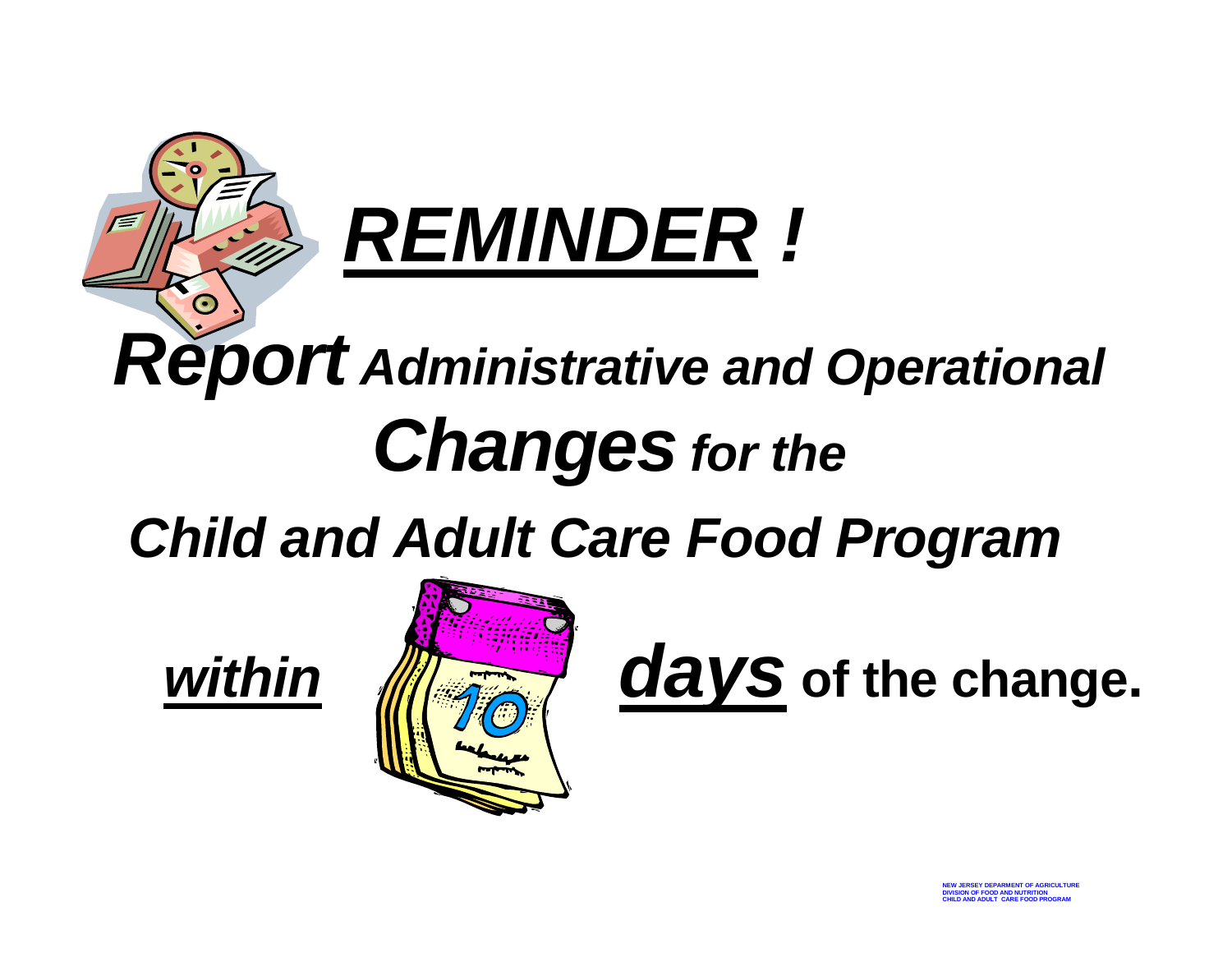# ***REMINDER !***

## ***Report Administrative and Operational Changes for the***

## ***Child and Adult Care Food Program***

***within*** 10 ***days*** **of the change.**

NEW JERSEY DEPARMENT OF AGRICULTURE
DIVISION OF FOOD AND NUTRITION
CHILD AND ADULT CARE FOOD PROGRAM